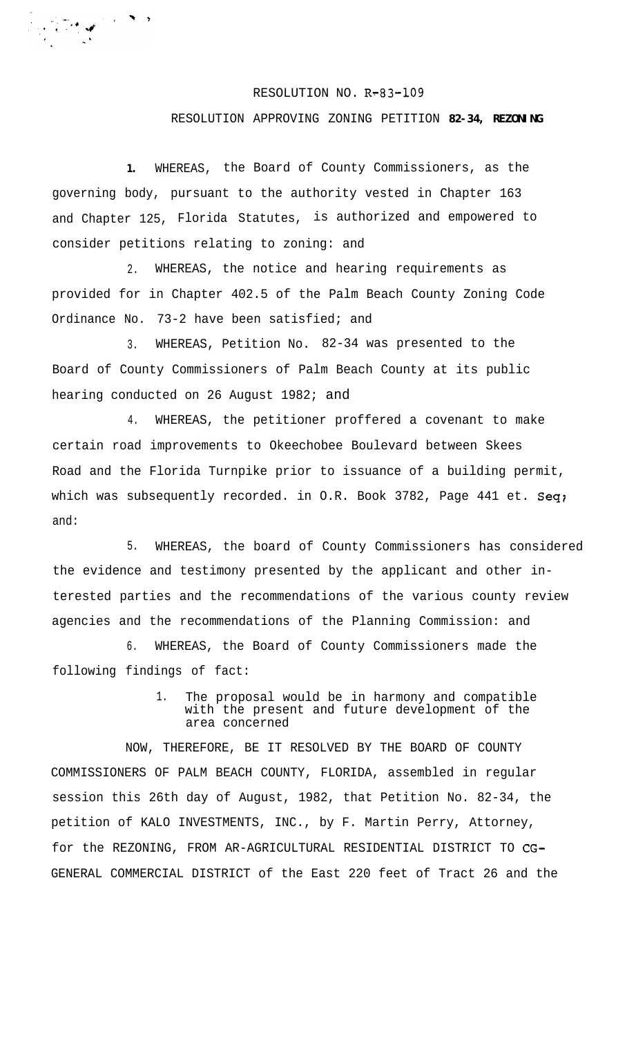RESOLUTION NO. R-83-109

RESOLUTION APPROVING ZONING PETITION **82-34, REZONING**

**1.** WHEREAS, the Board of County Commissioners, as the governing body, pursuant to the authority vested in Chapter 163 and Chapter 125, Florida Statutes, is authorized and empowered to consider petitions relating to zoning: and

2. WHEREAS, the notice and hearing requirements as provided for in Chapter 402.5 of the Palm Beach County Zoning Code Ordinance No. 73-2 have been satisfied; and

3. WHEREAS, Petition No. 82-34 was presented to the Board of County Commissioners of Palm Beach County at its public hearing conducted on 26 August 1982; and

4. WHEREAS, the petitioner proffered a covenant to make certain road improvements to Okeechobee Boulevard between Skees Road and the Florida Turnpike prior to issuance of a building permit, which was subsequently recorded. in O.R. Book 3782, Page 441 et. Seq; and:

5. WHEREAS, the board of County Commissioners has considered the evidence and testimony presented by the applicant and other interested parties and the recommendations of the various county review agencies and the recommendations of the Planning Commission: and

6. WHEREAS, the Board of County Commissioners made the following findings of fact:

1. The proposal would be in harmony and compatible with the present and future development of the area concerned

NOW, THEREFORE, BE IT RESOLVED BY THE BOARD OF COUNTY COMMISSIONERS OF PALM BEACH COUNTY, FLORIDA, assembled in regular session this 26th day of August, 1982, that Petition No. 82-34, the petition of KALO INVESTMENTS, INC., by F. Martin Perry, Attorney, for the REZONING, FROM AR-AGRICULTURAL RESIDENTIAL DISTRICT TO CG-GENERAL COMMERCIAL DISTRICT of the East 220 feet of Tract 26 and the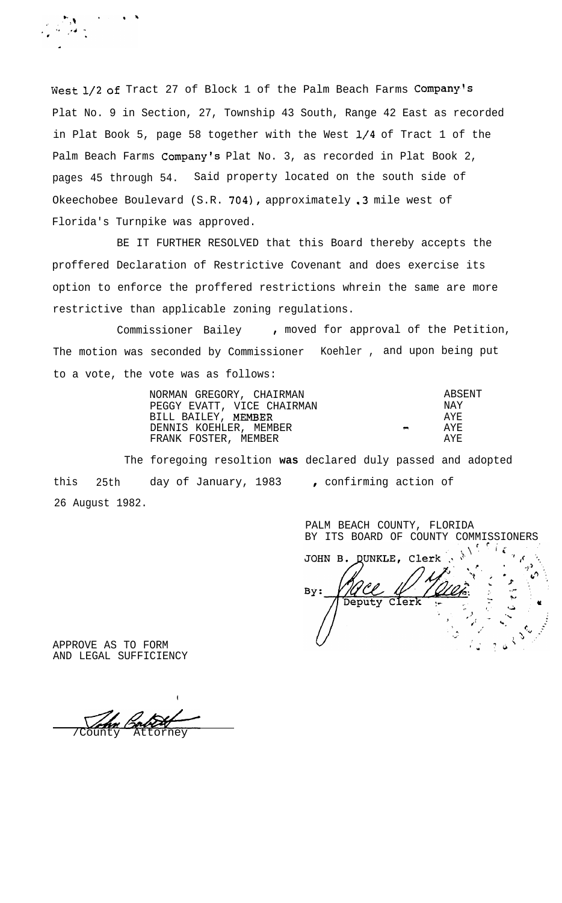West 1/2 of Tract 27 of Block 1 of the Palm Beach Farms Company's Plat No. 9 in Section, 27, Township 43 South, Range 42 East as recorded in Plat Book 5, page 58 together with the West 1/4 of Tract 1 of the Palm Beach Farms Company's Plat No. 3, as recorded in Plat Book 2, pages 45 through 54. Said property located on the south side of Okeechobee Boulevard (S.R. 704), approximately .3 mile west of Florida's Turnpike was approved.

BE IT FURTHER RESOLVED that this Board thereby accepts the proffered Declaration of Restrictive Covenant and does exercise its option to enforce the proffered restrictions whrein the same are more restrictive than applicable zoning regulations.

Commissioner Bailey , moved for approval of the Petition, The motion was seconded by Commissioner Koehler , and upon being put to a vote, the vote was as follows:

| | |
|---|---|
| NORMAN GREGORY, CHAIRMAN | ABSENT |
| PEGGY EVATT, VICE CHAIRMAN | NAY |
| BILL BAILEY, MEMBER | AYE |
| DENNIS KOEHLER, MEMBER | AYE |
| FRANK FOSTER, MEMBER | AYE |

The foregoing resoltion **was** declared duly passed and adopted this 25th day of January, 1983 , confirming action of 26 August 1982.

PALM BEACH COUNTY, FLORIDA
BY ITS BOARD OF COUNTY COMMISSIONERS

JOHN B. DUNKLE, Clerk

By: ____________________
Deputy Clerk

APPROVE AS TO FORM
AND LEGAL SUFFICIENCY

____________________
County Attorney